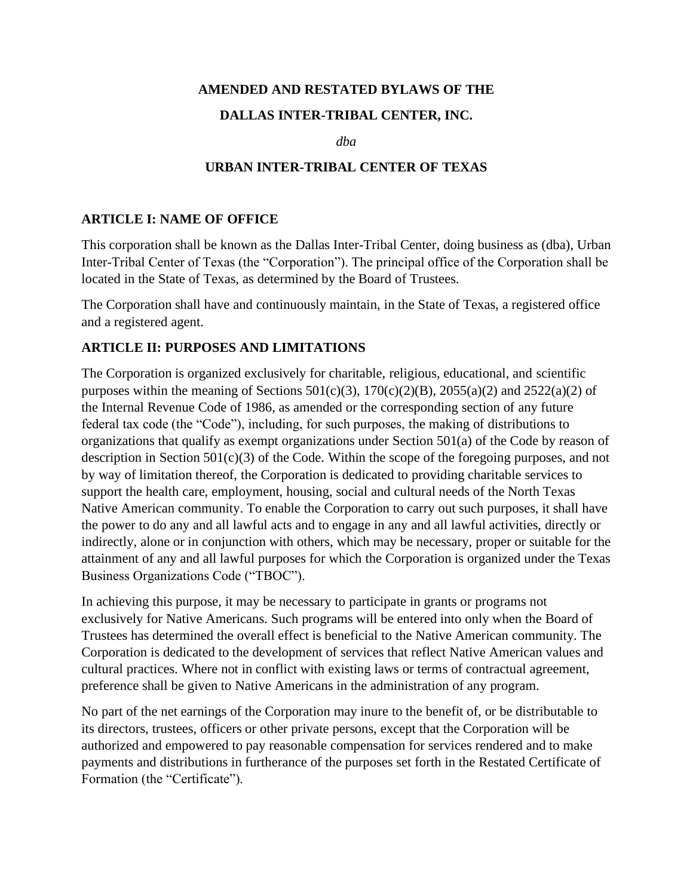# AMENDED AND RESTATED BYLAWS OF THE

# DALLAS INTER-TRIBAL CENTER, INC.

*dba*

# URBAN INTER-TRIBAL CENTER OF TEXAS

## ARTICLE I: NAME OF OFFICE

This corporation shall be known as the Dallas Inter-Tribal Center, doing business as (dba), Urban Inter-Tribal Center of Texas (the "Corporation"). The principal office of the Corporation shall be located in the State of Texas, as determined by the Board of Trustees.

The Corporation shall have and continuously maintain, in the State of Texas, a registered office and a registered agent.

## ARTICLE II: PURPOSES AND LIMITATIONS

The Corporation is organized exclusively for charitable, religious, educational, and scientific purposes within the meaning of Sections 501(c)(3), 170(c)(2)(B), 2055(a)(2) and 2522(a)(2) of the Internal Revenue Code of 1986, as amended or the corresponding section of any future federal tax code (the "Code"), including, for such purposes, the making of distributions to organizations that qualify as exempt organizations under Section 501(a) of the Code by reason of description in Section 501(c)(3) of the Code. Within the scope of the foregoing purposes, and not by way of limitation thereof, the Corporation is dedicated to providing charitable services to support the health care, employment, housing, social and cultural needs of the North Texas Native American community. To enable the Corporation to carry out such purposes, it shall have the power to do any and all lawful acts and to engage in any and all lawful activities, directly or indirectly, alone or in conjunction with others, which may be necessary, proper or suitable for the attainment of any and all lawful purposes for which the Corporation is organized under the Texas Business Organizations Code ("TBOC").

In achieving this purpose, it may be necessary to participate in grants or programs not exclusively for Native Americans. Such programs will be entered into only when the Board of Trustees has determined the overall effect is beneficial to the Native American community. The Corporation is dedicated to the development of services that reflect Native American values and cultural practices. Where not in conflict with existing laws or terms of contractual agreement, preference shall be given to Native Americans in the administration of any program.

No part of the net earnings of the Corporation may inure to the benefit of, or be distributable to its directors, trustees, officers or other private persons, except that the Corporation will be authorized and empowered to pay reasonable compensation for services rendered and to make payments and distributions in furtherance of the purposes set forth in the Restated Certificate of Formation (the "Certificate").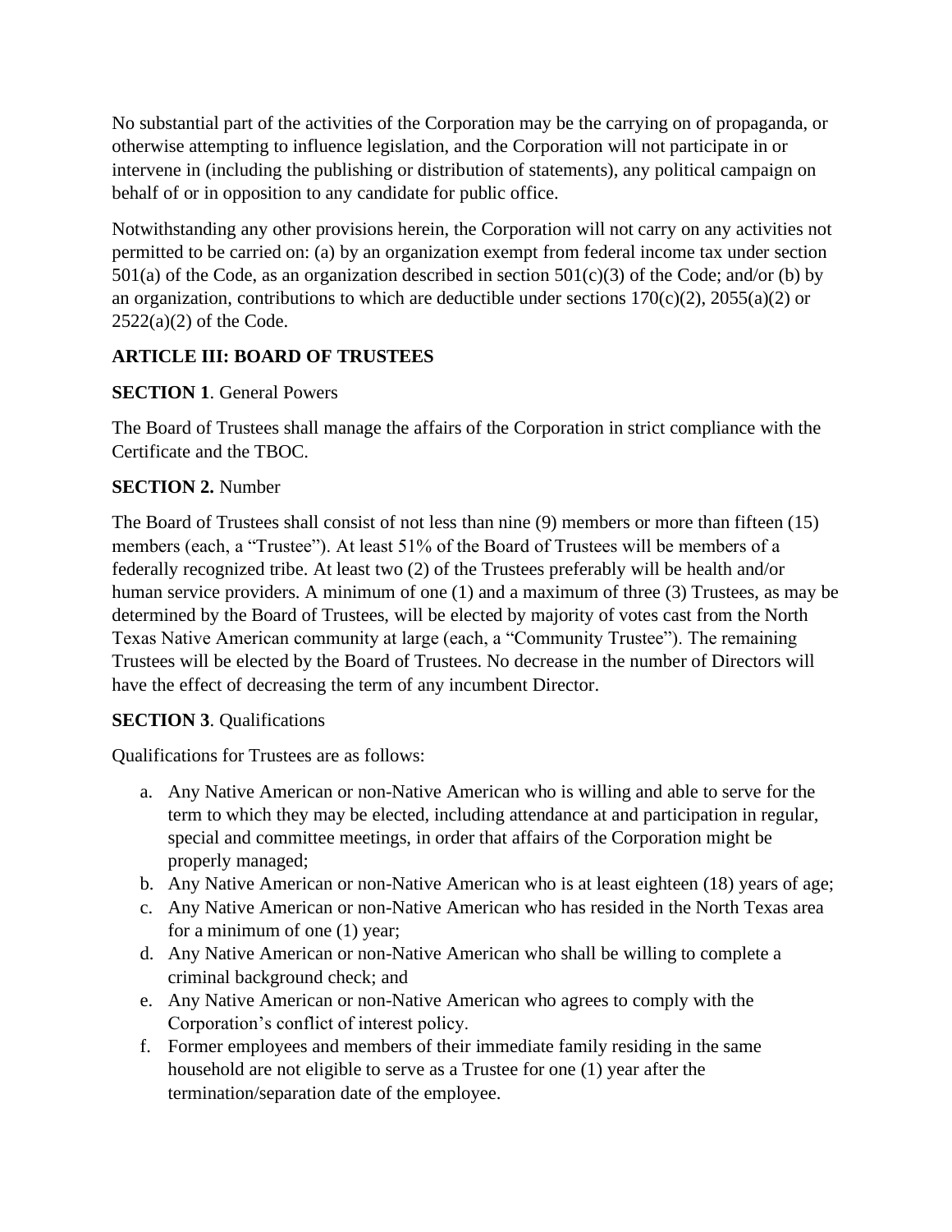No substantial part of the activities of the Corporation may be the carrying on of propaganda, or otherwise attempting to influence legislation, and the Corporation will not participate in or intervene in (including the publishing or distribution of statements), any political campaign on behalf of or in opposition to any candidate for public office.

Notwithstanding any other provisions herein, the Corporation will not carry on any activities not permitted to be carried on: (a) by an organization exempt from federal income tax under section 501(a) of the Code, as an organization described in section 501(c)(3) of the Code; and/or (b) by an organization, contributions to which are deductible under sections 170(c)(2), 2055(a)(2) or 2522(a)(2) of the Code.

## ARTICLE III: BOARD OF TRUSTEES

**SECTION 1**. General Powers

The Board of Trustees shall manage the affairs of the Corporation in strict compliance with the Certificate and the TBOC.

**SECTION 2.** Number

The Board of Trustees shall consist of not less than nine (9) members or more than fifteen (15) members (each, a "Trustee"). At least 51% of the Board of Trustees will be members of a federally recognized tribe. At least two (2) of the Trustees preferably will be health and/or human service providers. A minimum of one (1) and a maximum of three (3) Trustees, as may be determined by the Board of Trustees, will be elected by majority of votes cast from the North Texas Native American community at large (each, a "Community Trustee"). The remaining Trustees will be elected by the Board of Trustees. No decrease in the number of Directors will have the effect of decreasing the term of any incumbent Director.

**SECTION 3**. Qualifications

Qualifications for Trustees are as follows:

a. Any Native American or non-Native American who is willing and able to serve for the term to which they may be elected, including attendance at and participation in regular, special and committee meetings, in order that affairs of the Corporation might be properly managed;
b. Any Native American or non-Native American who is at least eighteen (18) years of age;
c. Any Native American or non-Native American who has resided in the North Texas area for a minimum of one (1) year;
d. Any Native American or non-Native American who shall be willing to complete a criminal background check; and
e. Any Native American or non-Native American who agrees to comply with the Corporation's conflict of interest policy.
f. Former employees and members of their immediate family residing in the same household are not eligible to serve as a Trustee for one (1) year after the termination/separation date of the employee.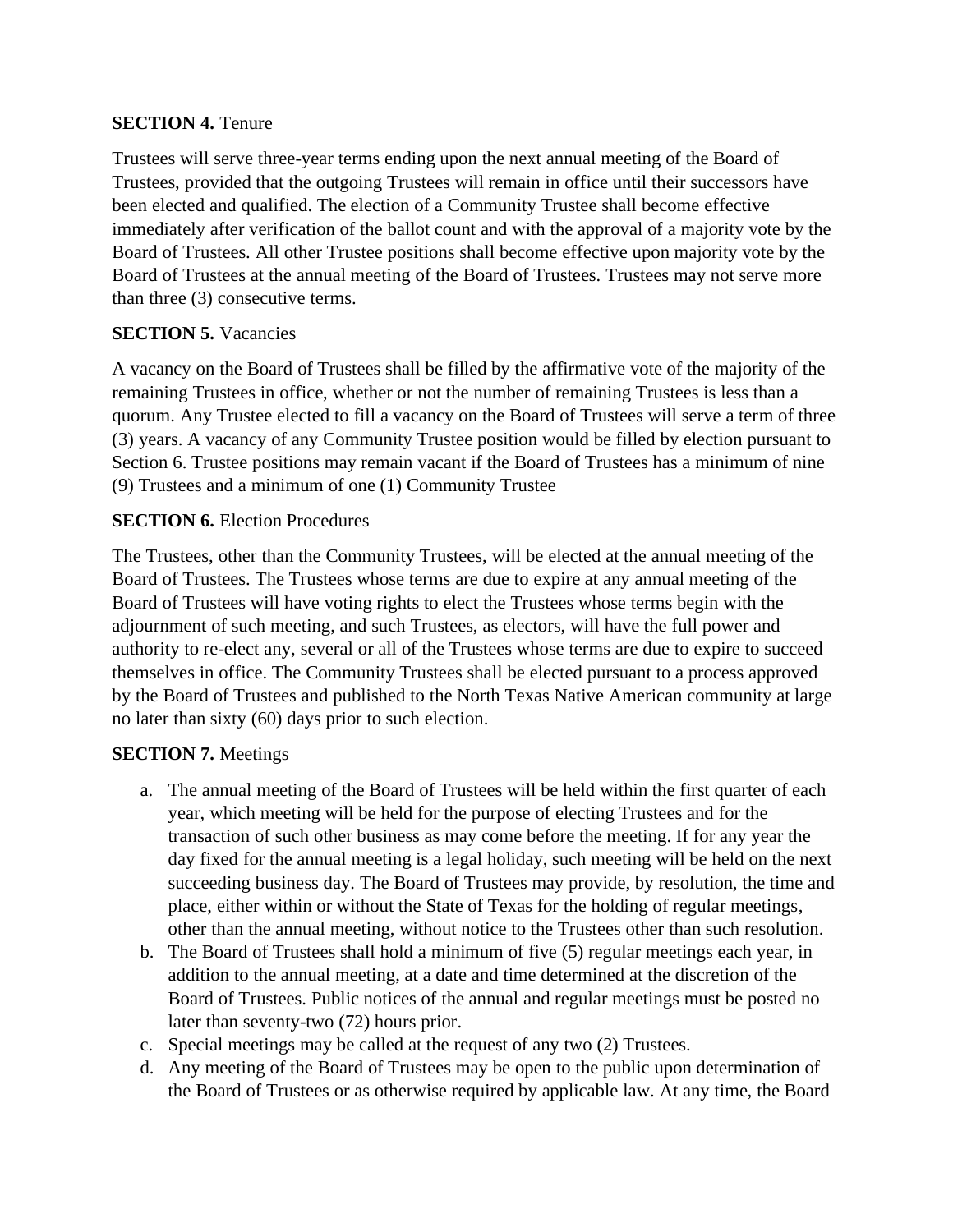**SECTION 4.** Tenure

Trustees will serve three-year terms ending upon the next annual meeting of the Board of Trustees, provided that the outgoing Trustees will remain in office until their successors have been elected and qualified. The election of a Community Trustee shall become effective immediately after verification of the ballot count and with the approval of a majority vote by the Board of Trustees. All other Trustee positions shall become effective upon majority vote by the Board of Trustees at the annual meeting of the Board of Trustees. Trustees may not serve more than three (3) consecutive terms.

**SECTION 5.** Vacancies

A vacancy on the Board of Trustees shall be filled by the affirmative vote of the majority of the remaining Trustees in office, whether or not the number of remaining Trustees is less than a quorum. Any Trustee elected to fill a vacancy on the Board of Trustees will serve a term of three (3) years. A vacancy of any Community Trustee position would be filled by election pursuant to Section 6. Trustee positions may remain vacant if the Board of Trustees has a minimum of nine (9) Trustees and a minimum of one (1) Community Trustee

**SECTION 6.** Election Procedures

The Trustees, other than the Community Trustees, will be elected at the annual meeting of the Board of Trustees. The Trustees whose terms are due to expire at any annual meeting of the Board of Trustees will have voting rights to elect the Trustees whose terms begin with the adjournment of such meeting, and such Trustees, as electors, will have the full power and authority to re-elect any, several or all of the Trustees whose terms are due to expire to succeed themselves in office. The Community Trustees shall be elected pursuant to a process approved by the Board of Trustees and published to the North Texas Native American community at large no later than sixty (60) days prior to such election.

**SECTION 7.** Meetings

a. The annual meeting of the Board of Trustees will be held within the first quarter of each year, which meeting will be held for the purpose of electing Trustees and for the transaction of such other business as may come before the meeting. If for any year the day fixed for the annual meeting is a legal holiday, such meeting will be held on the next succeeding business day. The Board of Trustees may provide, by resolution, the time and place, either within or without the State of Texas for the holding of regular meetings, other than the annual meeting, without notice to the Trustees other than such resolution.
b. The Board of Trustees shall hold a minimum of five (5) regular meetings each year, in addition to the annual meeting, at a date and time determined at the discretion of the Board of Trustees. Public notices of the annual and regular meetings must be posted no later than seventy-two (72) hours prior.
c. Special meetings may be called at the request of any two (2) Trustees.
d. Any meeting of the Board of Trustees may be open to the public upon determination of the Board of Trustees or as otherwise required by applicable law. At any time, the Board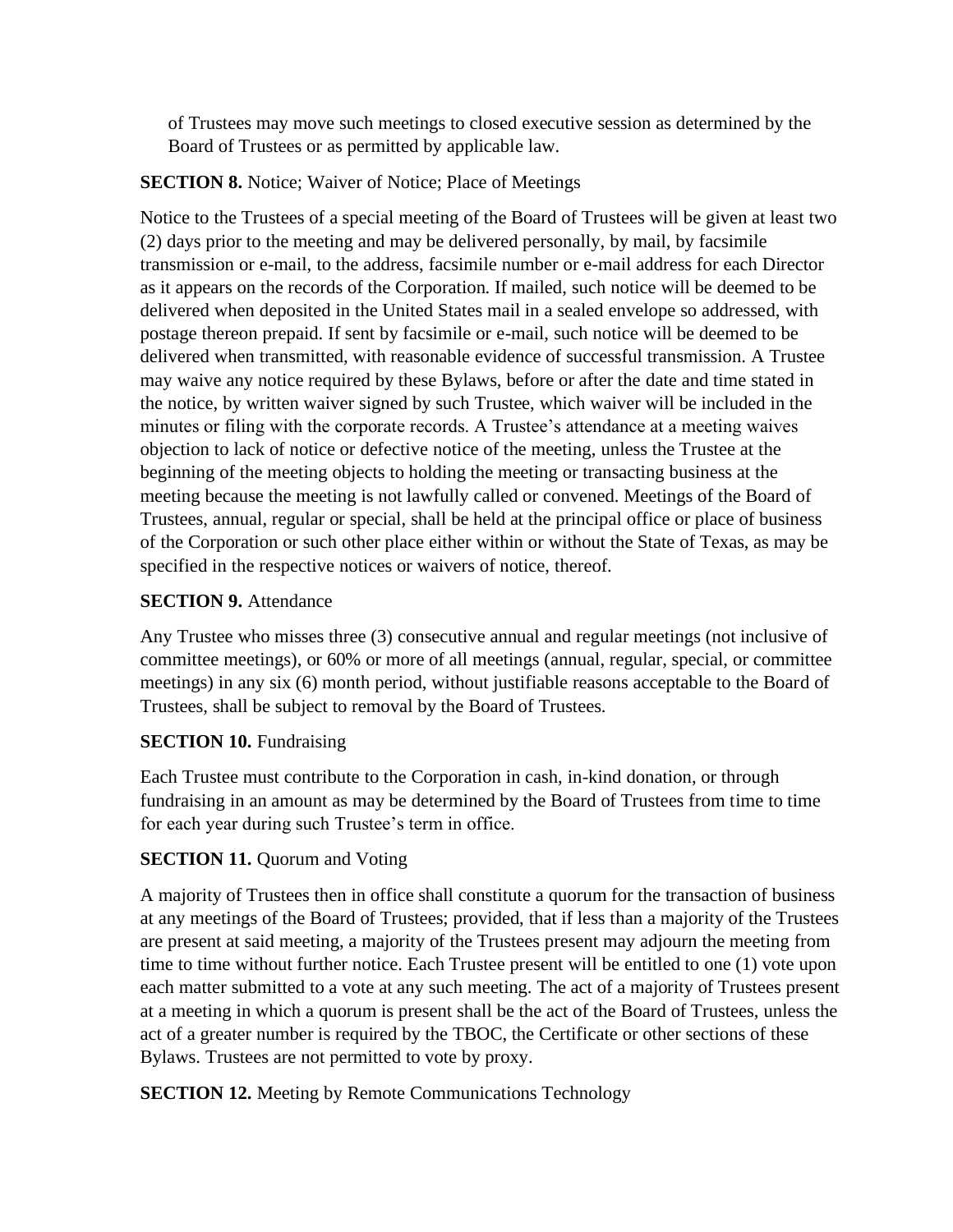of Trustees may move such meetings to closed executive session as determined by the Board of Trustees or as permitted by applicable law.

**SECTION 8.** Notice; Waiver of Notice; Place of Meetings

Notice to the Trustees of a special meeting of the Board of Trustees will be given at least two (2) days prior to the meeting and may be delivered personally, by mail, by facsimile transmission or e-mail, to the address, facsimile number or e-mail address for each Director as it appears on the records of the Corporation. If mailed, such notice will be deemed to be delivered when deposited in the United States mail in a sealed envelope so addressed, with postage thereon prepaid. If sent by facsimile or e-mail, such notice will be deemed to be delivered when transmitted, with reasonable evidence of successful transmission. A Trustee may waive any notice required by these Bylaws, before or after the date and time stated in the notice, by written waiver signed by such Trustee, which waiver will be included in the minutes or filing with the corporate records. A Trustee's attendance at a meeting waives objection to lack of notice or defective notice of the meeting, unless the Trustee at the beginning of the meeting objects to holding the meeting or transacting business at the meeting because the meeting is not lawfully called or convened. Meetings of the Board of Trustees, annual, regular or special, shall be held at the principal office or place of business of the Corporation or such other place either within or without the State of Texas, as may be specified in the respective notices or waivers of notice, thereof.

**SECTION 9.** Attendance

Any Trustee who misses three (3) consecutive annual and regular meetings (not inclusive of committee meetings), or 60% or more of all meetings (annual, regular, special, or committee meetings) in any six (6) month period, without justifiable reasons acceptable to the Board of Trustees, shall be subject to removal by the Board of Trustees.

**SECTION 10.** Fundraising

Each Trustee must contribute to the Corporation in cash, in-kind donation, or through fundraising in an amount as may be determined by the Board of Trustees from time to time for each year during such Trustee's term in office.

**SECTION 11.** Quorum and Voting

A majority of Trustees then in office shall constitute a quorum for the transaction of business at any meetings of the Board of Trustees; provided, that if less than a majority of the Trustees are present at said meeting, a majority of the Trustees present may adjourn the meeting from time to time without further notice. Each Trustee present will be entitled to one (1) vote upon each matter submitted to a vote at any such meeting. The act of a majority of Trustees present at a meeting in which a quorum is present shall be the act of the Board of Trustees, unless the act of a greater number is required by the TBOC, the Certificate or other sections of these Bylaws. Trustees are not permitted to vote by proxy.

**SECTION 12.** Meeting by Remote Communications Technology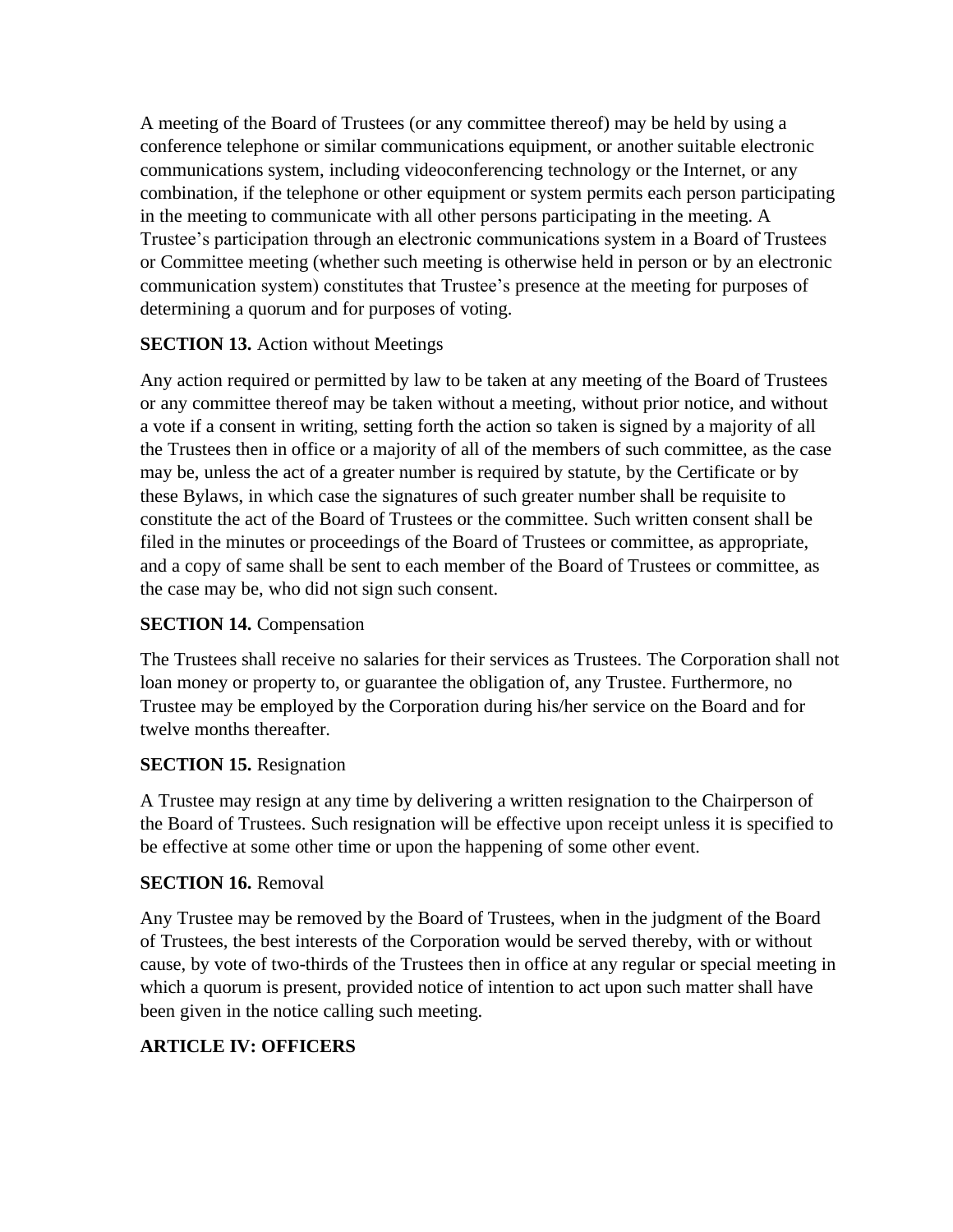A meeting of the Board of Trustees (or any committee thereof) may be held by using a conference telephone or similar communications equipment, or another suitable electronic communications system, including videoconferencing technology or the Internet, or any combination, if the telephone or other equipment or system permits each person participating in the meeting to communicate with all other persons participating in the meeting. A Trustee's participation through an electronic communications system in a Board of Trustees or Committee meeting (whether such meeting is otherwise held in person or by an electronic communication system) constitutes that Trustee's presence at the meeting for purposes of determining a quorum and for purposes of voting.

**SECTION 13.** Action without Meetings

Any action required or permitted by law to be taken at any meeting of the Board of Trustees or any committee thereof may be taken without a meeting, without prior notice, and without a vote if a consent in writing, setting forth the action so taken is signed by a majority of all the Trustees then in office or a majority of all of the members of such committee, as the case may be, unless the act of a greater number is required by statute, by the Certificate or by these Bylaws, in which case the signatures of such greater number shall be requisite to constitute the act of the Board of Trustees or the committee. Such written consent shall be filed in the minutes or proceedings of the Board of Trustees or committee, as appropriate, and a copy of same shall be sent to each member of the Board of Trustees or committee, as the case may be, who did not sign such consent.

**SECTION 14.** Compensation

The Trustees shall receive no salaries for their services as Trustees. The Corporation shall not loan money or property to, or guarantee the obligation of, any Trustee. Furthermore, no Trustee may be employed by the Corporation during his/her service on the Board and for twelve months thereafter.

**SECTION 15.** Resignation

A Trustee may resign at any time by delivering a written resignation to the Chairperson of the Board of Trustees. Such resignation will be effective upon receipt unless it is specified to be effective at some other time or upon the happening of some other event.

**SECTION 16.** Removal

Any Trustee may be removed by the Board of Trustees, when in the judgment of the Board of Trustees, the best interests of the Corporation would be served thereby, with or without cause, by vote of two-thirds of the Trustees then in office at any regular or special meeting in which a quorum is present, provided notice of intention to act upon such matter shall have been given in the notice calling such meeting.

## ARTICLE IV: OFFICERS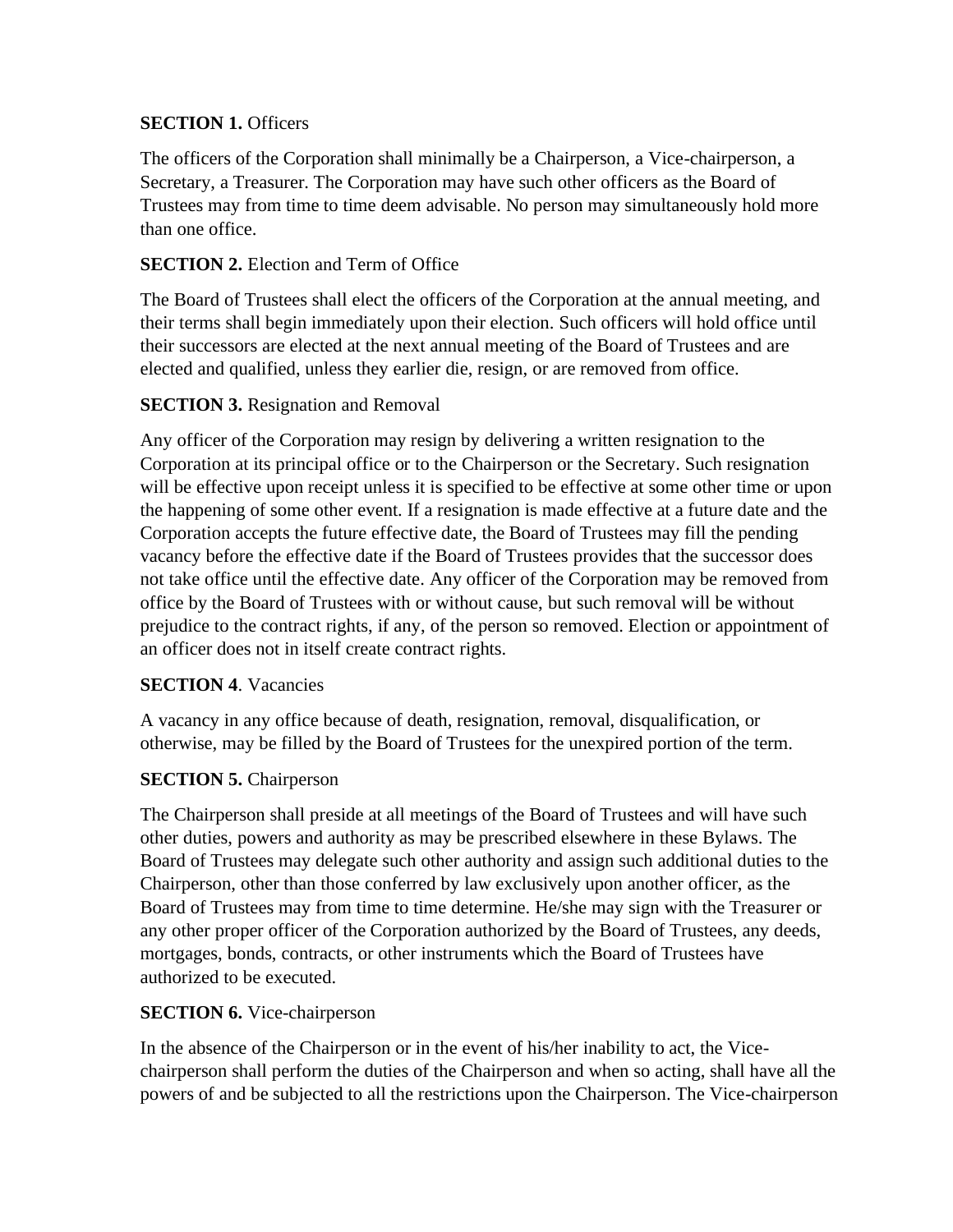**SECTION 1.** Officers

The officers of the Corporation shall minimally be a Chairperson, a Vice-chairperson, a Secretary, a Treasurer. The Corporation may have such other officers as the Board of Trustees may from time to time deem advisable. No person may simultaneously hold more than one office.

**SECTION 2.** Election and Term of Office

The Board of Trustees shall elect the officers of the Corporation at the annual meeting, and their terms shall begin immediately upon their election. Such officers will hold office until their successors are elected at the next annual meeting of the Board of Trustees and are elected and qualified, unless they earlier die, resign, or are removed from office.

**SECTION 3.** Resignation and Removal

Any officer of the Corporation may resign by delivering a written resignation to the Corporation at its principal office or to the Chairperson or the Secretary. Such resignation will be effective upon receipt unless it is specified to be effective at some other time or upon the happening of some other event. If a resignation is made effective at a future date and the Corporation accepts the future effective date, the Board of Trustees may fill the pending vacancy before the effective date if the Board of Trustees provides that the successor does not take office until the effective date. Any officer of the Corporation may be removed from office by the Board of Trustees with or without cause, but such removal will be without prejudice to the contract rights, if any, of the person so removed. Election or appointment of an officer does not in itself create contract rights.

**SECTION 4**. Vacancies

A vacancy in any office because of death, resignation, removal, disqualification, or otherwise, may be filled by the Board of Trustees for the unexpired portion of the term.

**SECTION 5.** Chairperson

The Chairperson shall preside at all meetings of the Board of Trustees and will have such other duties, powers and authority as may be prescribed elsewhere in these Bylaws. The Board of Trustees may delegate such other authority and assign such additional duties to the Chairperson, other than those conferred by law exclusively upon another officer, as the Board of Trustees may from time to time determine. He/she may sign with the Treasurer or any other proper officer of the Corporation authorized by the Board of Trustees, any deeds, mortgages, bonds, contracts, or other instruments which the Board of Trustees have authorized to be executed.

**SECTION 6.** Vice-chairperson

In the absence of the Chairperson or in the event of his/her inability to act, the Vice-chairperson shall perform the duties of the Chairperson and when so acting, shall have all the powers of and be subjected to all the restrictions upon the Chairperson. The Vice-chairperson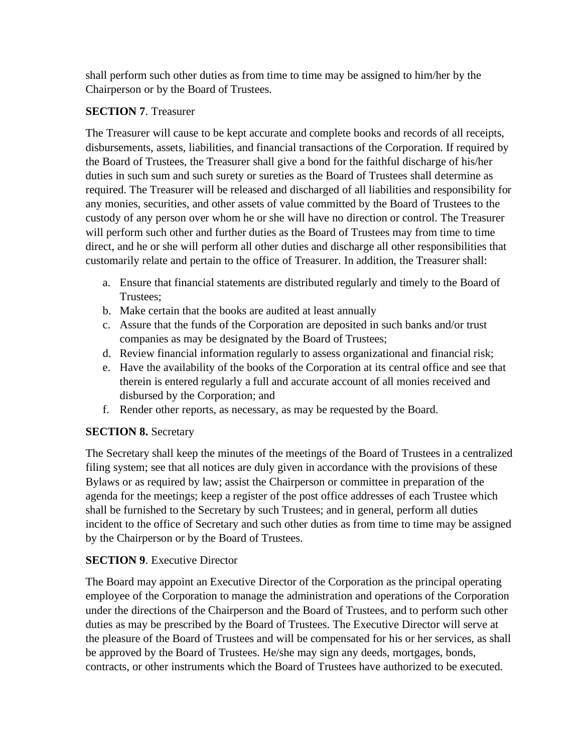shall perform such other duties as from time to time may be assigned to him/her by the Chairperson or by the Board of Trustees.

**SECTION 7**. Treasurer

The Treasurer will cause to be kept accurate and complete books and records of all receipts, disbursements, assets, liabilities, and financial transactions of the Corporation. If required by the Board of Trustees, the Treasurer shall give a bond for the faithful discharge of his/her duties in such sum and such surety or sureties as the Board of Trustees shall determine as required. The Treasurer will be released and discharged of all liabilities and responsibility for any monies, securities, and other assets of value committed by the Board of Trustees to the custody of any person over whom he or she will have no direction or control. The Treasurer will perform such other and further duties as the Board of Trustees may from time to time direct, and he or she will perform all other duties and discharge all other responsibilities that customarily relate and pertain to the office of Treasurer. In addition, the Treasurer shall:

a. Ensure that financial statements are distributed regularly and timely to the Board of Trustees;
b. Make certain that the books are audited at least annually
c. Assure that the funds of the Corporation are deposited in such banks and/or trust companies as may be designated by the Board of Trustees;
d. Review financial information regularly to assess organizational and financial risk;
e. Have the availability of the books of the Corporation at its central office and see that therein is entered regularly a full and accurate account of all monies received and disbursed by the Corporation; and
f. Render other reports, as necessary, as may be requested by the Board.

**SECTION 8.** Secretary

The Secretary shall keep the minutes of the meetings of the Board of Trustees in a centralized filing system; see that all notices are duly given in accordance with the provisions of these Bylaws or as required by law; assist the Chairperson or committee in preparation of the agenda for the meetings; keep a register of the post office addresses of each Trustee which shall be furnished to the Secretary by such Trustees; and in general, perform all duties incident to the office of Secretary and such other duties as from time to time may be assigned by the Chairperson or by the Board of Trustees.

**SECTION 9**. Executive Director

The Board may appoint an Executive Director of the Corporation as the principal operating employee of the Corporation to manage the administration and operations of the Corporation under the directions of the Chairperson and the Board of Trustees, and to perform such other duties as may be prescribed by the Board of Trustees. The Executive Director will serve at the pleasure of the Board of Trustees and will be compensated for his or her services, as shall be approved by the Board of Trustees. He/she may sign any deeds, mortgages, bonds, contracts, or other instruments which the Board of Trustees have authorized to be executed.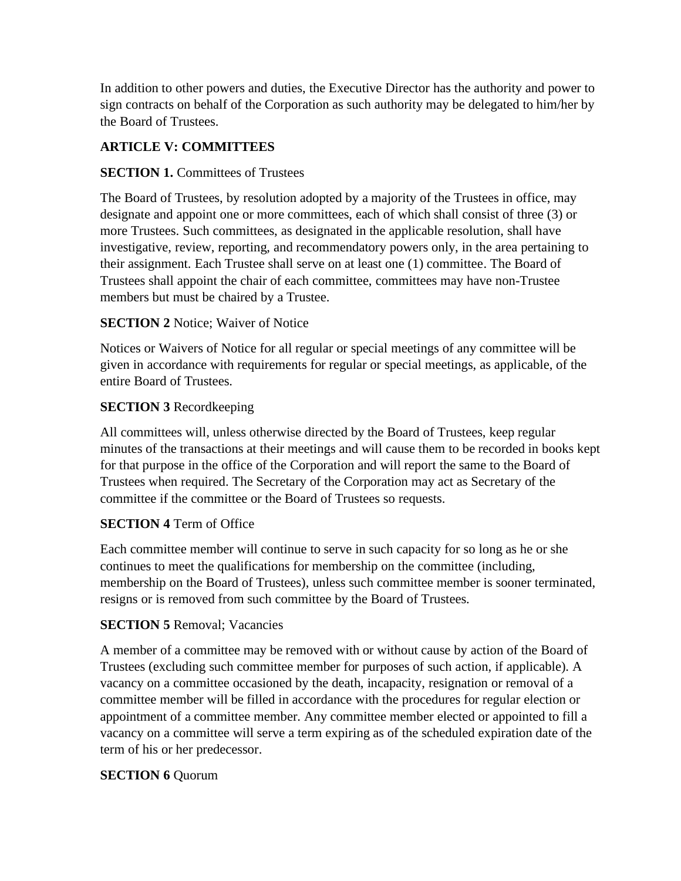In addition to other powers and duties, the Executive Director has the authority and power to sign contracts on behalf of the Corporation as such authority may be delegated to him/her by the Board of Trustees.

## ARTICLE V: COMMITTEES

**SECTION 1.** Committees of Trustees

The Board of Trustees, by resolution adopted by a majority of the Trustees in office, may designate and appoint one or more committees, each of which shall consist of three (3) or more Trustees. Such committees, as designated in the applicable resolution, shall have investigative, review, reporting, and recommendatory powers only, in the area pertaining to their assignment. Each Trustee shall serve on at least one (1) committee. The Board of Trustees shall appoint the chair of each committee, committees may have non-Trustee members but must be chaired by a Trustee.

**SECTION 2** Notice; Waiver of Notice

Notices or Waivers of Notice for all regular or special meetings of any committee will be given in accordance with requirements for regular or special meetings, as applicable, of the entire Board of Trustees.

**SECTION 3** Recordkeeping

All committees will, unless otherwise directed by the Board of Trustees, keep regular minutes of the transactions at their meetings and will cause them to be recorded in books kept for that purpose in the office of the Corporation and will report the same to the Board of Trustees when required. The Secretary of the Corporation may act as Secretary of the committee if the committee or the Board of Trustees so requests.

**SECTION 4** Term of Office

Each committee member will continue to serve in such capacity for so long as he or she continues to meet the qualifications for membership on the committee (including, membership on the Board of Trustees), unless such committee member is sooner terminated, resigns or is removed from such committee by the Board of Trustees.

**SECTION 5** Removal; Vacancies

A member of a committee may be removed with or without cause by action of the Board of Trustees (excluding such committee member for purposes of such action, if applicable). A vacancy on a committee occasioned by the death, incapacity, resignation or removal of a committee member will be filled in accordance with the procedures for regular election or appointment of a committee member. Any committee member elected or appointed to fill a vacancy on a committee will serve a term expiring as of the scheduled expiration date of the term of his or her predecessor.

**SECTION 6** Quorum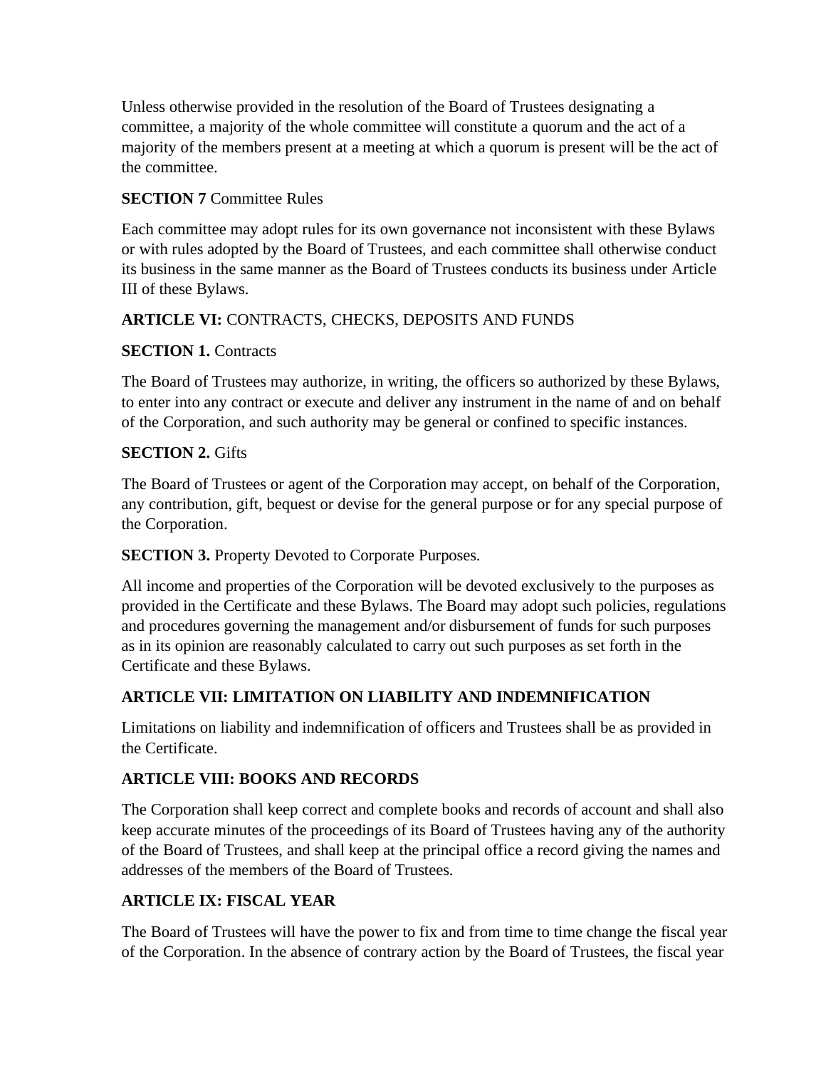Unless otherwise provided in the resolution of the Board of Trustees designating a committee, a majority of the whole committee will constitute a quorum and the act of a majority of the members present at a meeting at which a quorum is present will be the act of the committee.

**SECTION 7** Committee Rules

Each committee may adopt rules for its own governance not inconsistent with these Bylaws or with rules adopted by the Board of Trustees, and each committee shall otherwise conduct its business in the same manner as the Board of Trustees conducts its business under Article III of these Bylaws.

## **ARTICLE VI:** CONTRACTS, CHECKS, DEPOSITS AND FUNDS

**SECTION 1.** Contracts

The Board of Trustees may authorize, in writing, the officers so authorized by these Bylaws, to enter into any contract or execute and deliver any instrument in the name of and on behalf of the Corporation, and such authority may be general or confined to specific instances.

**SECTION 2.** Gifts

The Board of Trustees or agent of the Corporation may accept, on behalf of the Corporation, any contribution, gift, bequest or devise for the general purpose or for any special purpose of the Corporation.

**SECTION 3.** Property Devoted to Corporate Purposes.

All income and properties of the Corporation will be devoted exclusively to the purposes as provided in the Certificate and these Bylaws. The Board may adopt such policies, regulations and procedures governing the management and/or disbursement of funds for such purposes as in its opinion are reasonably calculated to carry out such purposes as set forth in the Certificate and these Bylaws.

## **ARTICLE VII: LIMITATION ON LIABILITY AND INDEMNIFICATION**

Limitations on liability and indemnification of officers and Trustees shall be as provided in the Certificate.

## **ARTICLE VIII: BOOKS AND RECORDS**

The Corporation shall keep correct and complete books and records of account and shall also keep accurate minutes of the proceedings of its Board of Trustees having any of the authority of the Board of Trustees, and shall keep at the principal office a record giving the names and addresses of the members of the Board of Trustees.

## **ARTICLE IX: FISCAL YEAR**

The Board of Trustees will have the power to fix and from time to time change the fiscal year of the Corporation. In the absence of contrary action by the Board of Trustees, the fiscal year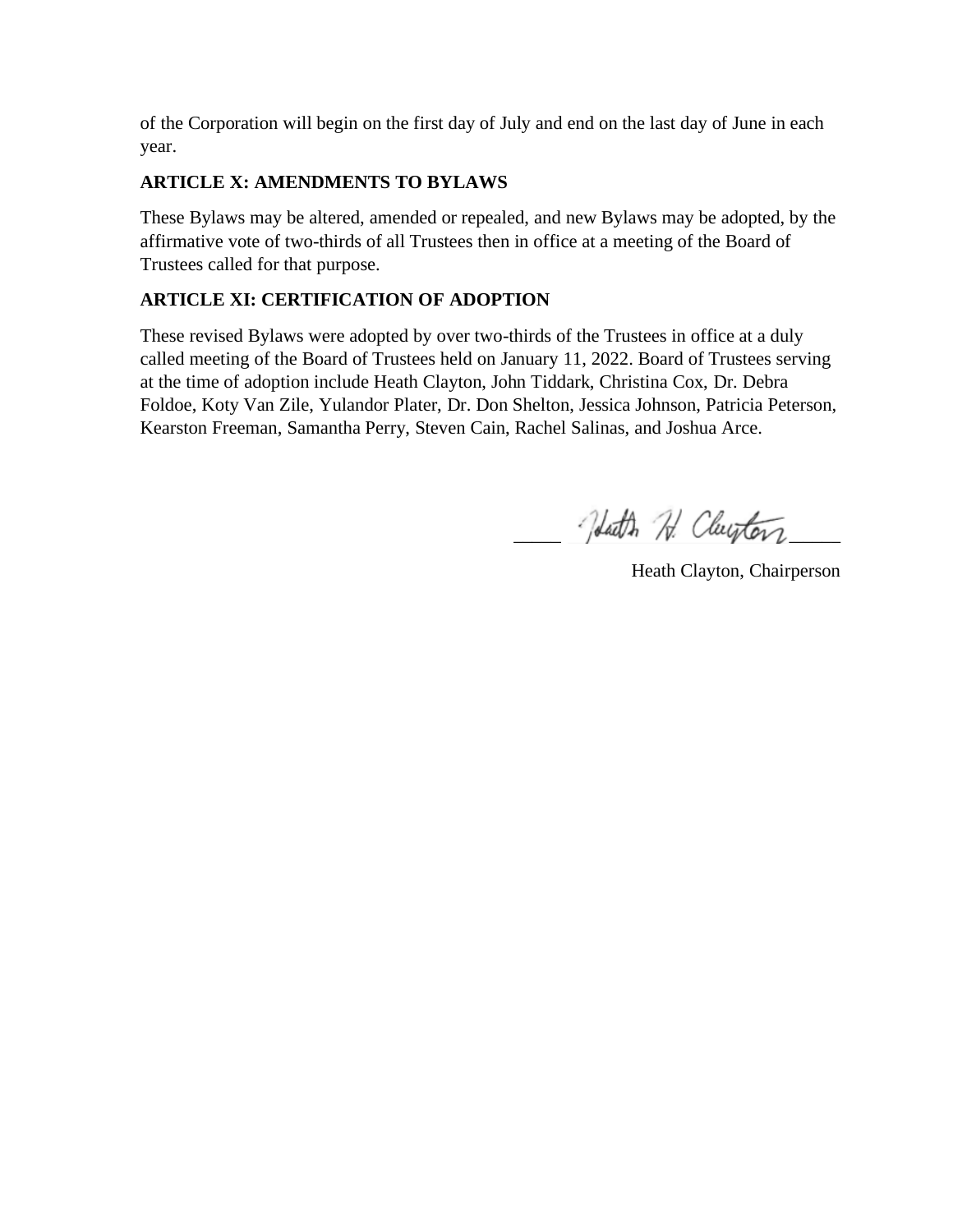of the Corporation will begin on the first day of July and end on the last day of June in each year.

### ARTICLE X: AMENDMENTS TO BYLAWS

These Bylaws may be altered, amended or repealed, and new Bylaws may be adopted, by the affirmative vote of two-thirds of all Trustees then in office at a meeting of the Board of Trustees called for that purpose.

### ARTICLE XI: CERTIFICATION OF ADOPTION

These revised Bylaws were adopted by over two-thirds of the Trustees in office at a duly called meeting of the Board of Trustees held on January 11, 2022. Board of Trustees serving at the time of adoption include Heath Clayton, John Tiddark, Christina Cox, Dr. Debra Foldoe, Koty Van Zile, Yulandor Plater, Dr. Don Shelton, Jessica Johnson, Patricia Peterson, Kearston Freeman, Samantha Perry, Steven Cain, Rachel Salinas, and Joshua Arce.

Heath H. Clayton

Heath Clayton, Chairperson